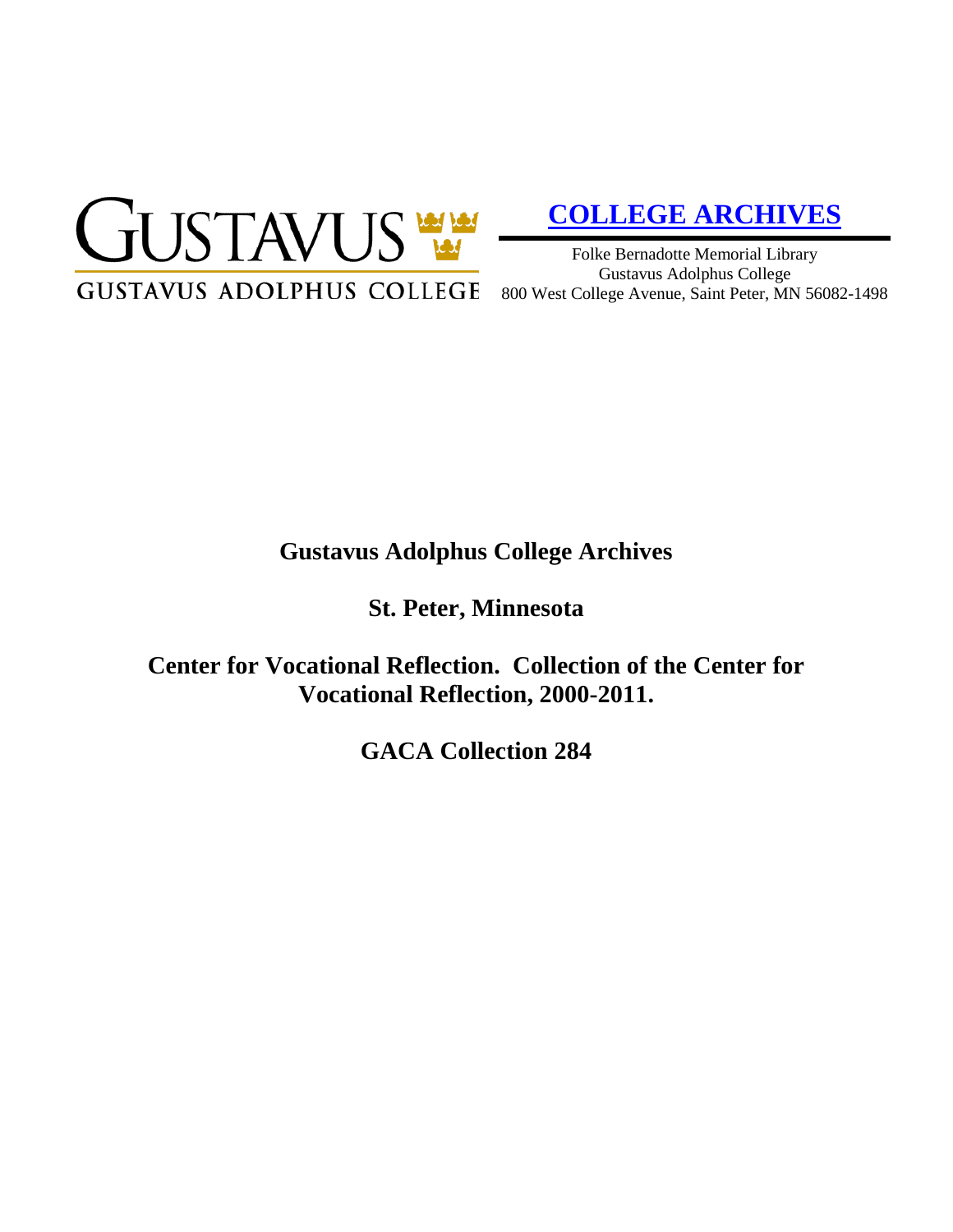GUSTAVUS

GUSTAVUS ADOLPHUS COLLEGE

**[COLLEGE ARCHIVES]**

Folke Bernadotte Memorial Library
Gustavus Adolphus College
800 West College Avenue, Saint Peter, MN 56082-1498

# Gustavus Adolphus College Archives

## St. Peter, Minnesota

## Center for Vocational Reflection. Collection of the Center for Vocational Reflection, 2000-2011.

## GACA Collection 284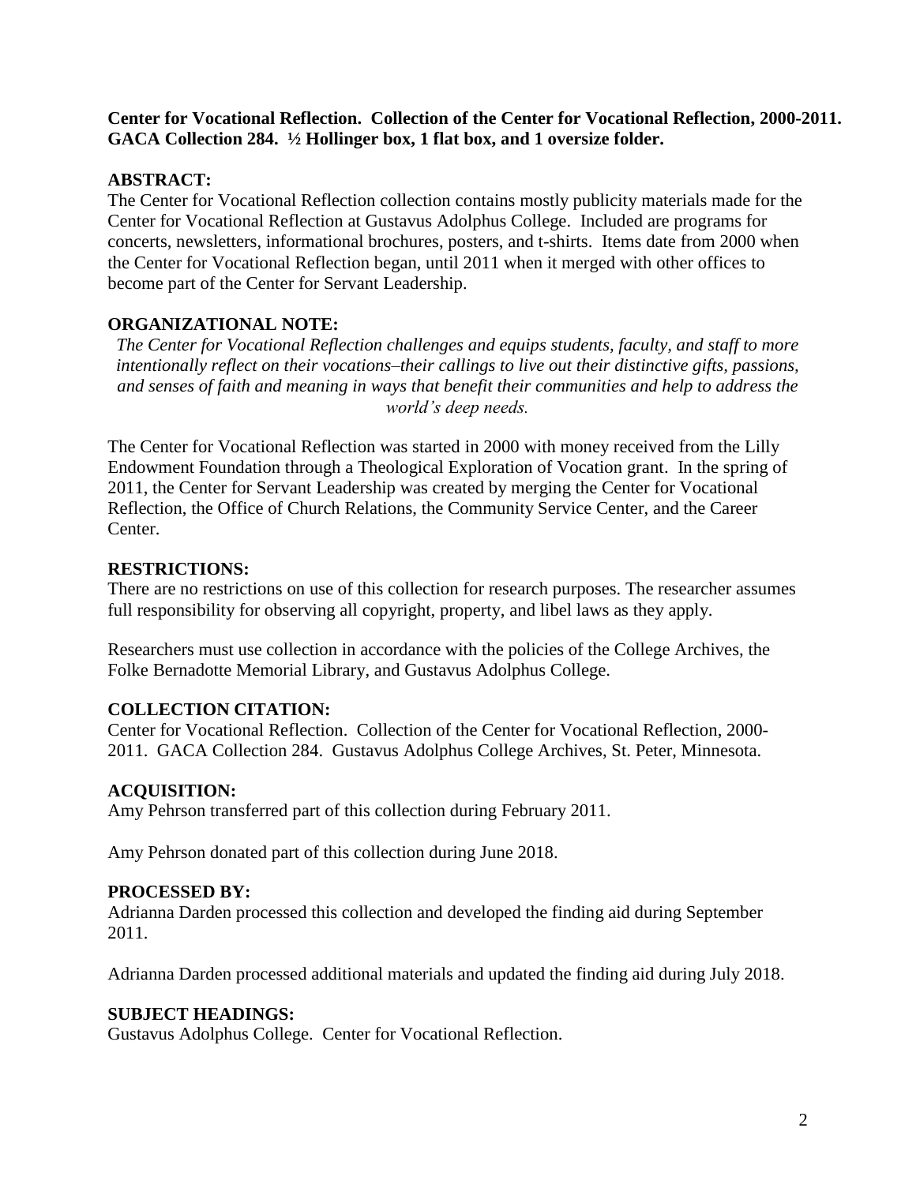**Center for Vocational Reflection. Collection of the Center for Vocational Reflection, 2000-2011. GACA Collection 284. ½ Hollinger box, 1 flat box, and 1 oversize folder.**

## ABSTRACT:

The Center for Vocational Reflection collection contains mostly publicity materials made for the Center for Vocational Reflection at Gustavus Adolphus College. Included are programs for concerts, newsletters, informational brochures, posters, and t-shirts. Items date from 2000 when the Center for Vocational Reflection began, until 2011 when it merged with other offices to become part of the Center for Servant Leadership.

## ORGANIZATIONAL NOTE:

*The Center for Vocational Reflection challenges and equips students, faculty, and staff to more intentionally reflect on their vocations–their callings to live out their distinctive gifts, passions, and senses of faith and meaning in ways that benefit their communities and help to address the world's deep needs.*

The Center for Vocational Reflection was started in 2000 with money received from the Lilly Endowment Foundation through a Theological Exploration of Vocation grant. In the spring of 2011, the Center for Servant Leadership was created by merging the Center for Vocational Reflection, the Office of Church Relations, the Community Service Center, and the Career Center.

## RESTRICTIONS:

There are no restrictions on use of this collection for research purposes. The researcher assumes full responsibility for observing all copyright, property, and libel laws as they apply.

Researchers must use collection in accordance with the policies of the College Archives, the Folke Bernadotte Memorial Library, and Gustavus Adolphus College.

## COLLECTION CITATION:

Center for Vocational Reflection. Collection of the Center for Vocational Reflection, 2000-2011. GACA Collection 284. Gustavus Adolphus College Archives, St. Peter, Minnesota.

## ACQUISITION:

Amy Pehrson transferred part of this collection during February 2011.

Amy Pehrson donated part of this collection during June 2018.

## PROCESSED BY:

Adrianna Darden processed this collection and developed the finding aid during September 2011.

Adrianna Darden processed additional materials and updated the finding aid during July 2018.

## SUBJECT HEADINGS:

Gustavus Adolphus College. Center for Vocational Reflection.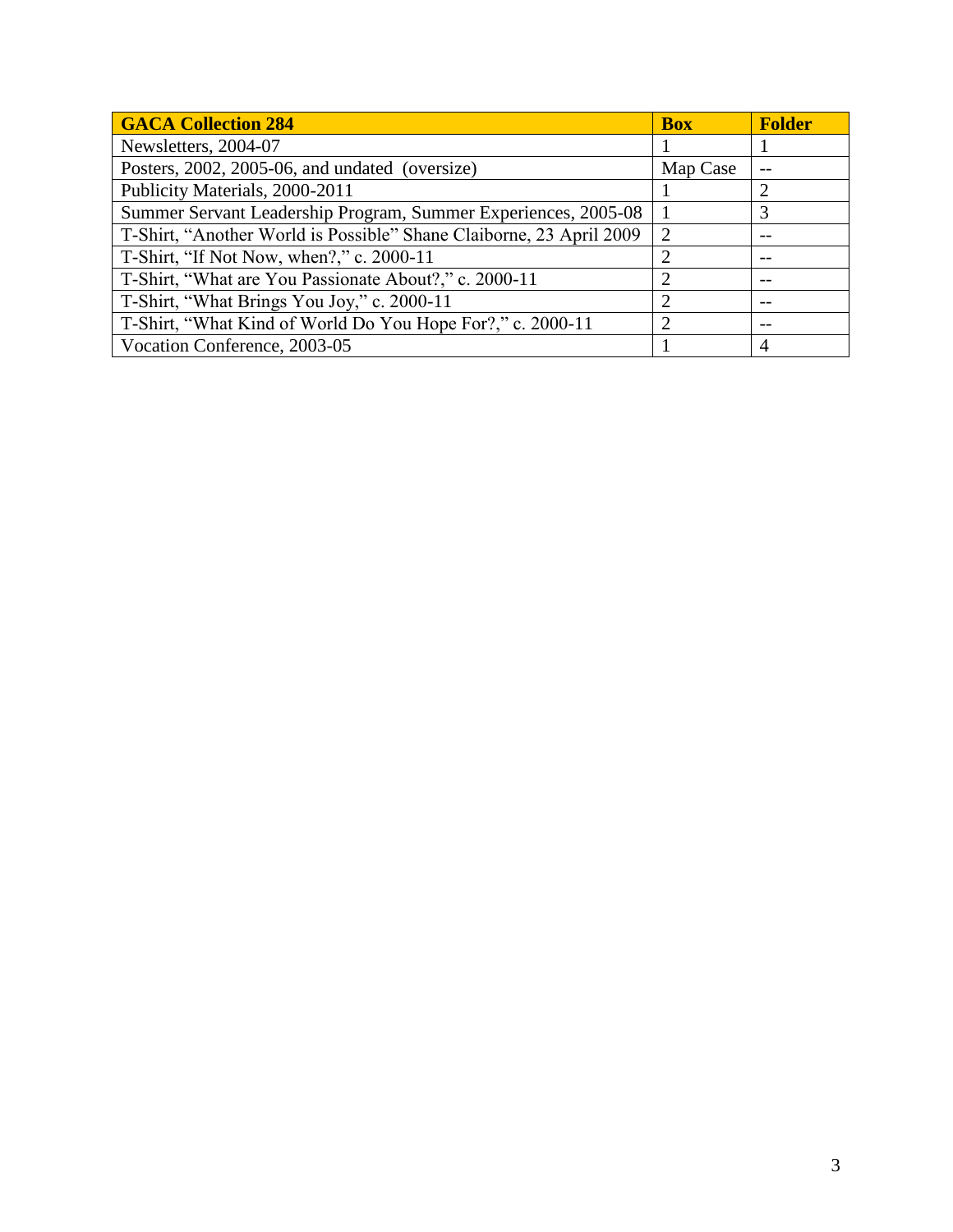| GACA Collection 284 | Box | Folder |
| --- | --- | --- |
| Newsletters, 2004-07 | 1 | 1 |
| Posters, 2002, 2005-06, and undated (oversize) | Map Case | -- |
| Publicity Materials, 2000-2011 | 1 | 2 |
| Summer Servant Leadership Program, Summer Experiences, 2005-08 | 1 | 3 |
| T-Shirt, "Another World is Possible" Shane Claiborne, 23 April 2009 | 2 | -- |
| T-Shirt, "If Not Now, when?," c. 2000-11 | 2 | -- |
| T-Shirt, "What are You Passionate About?," c. 2000-11 | 2 | -- |
| T-Shirt, "What Brings You Joy," c. 2000-11 | 2 | -- |
| T-Shirt, "What Kind of World Do You Hope For?," c. 2000-11 | 2 | -- |
| Vocation Conference, 2003-05 | 1 | 4 |